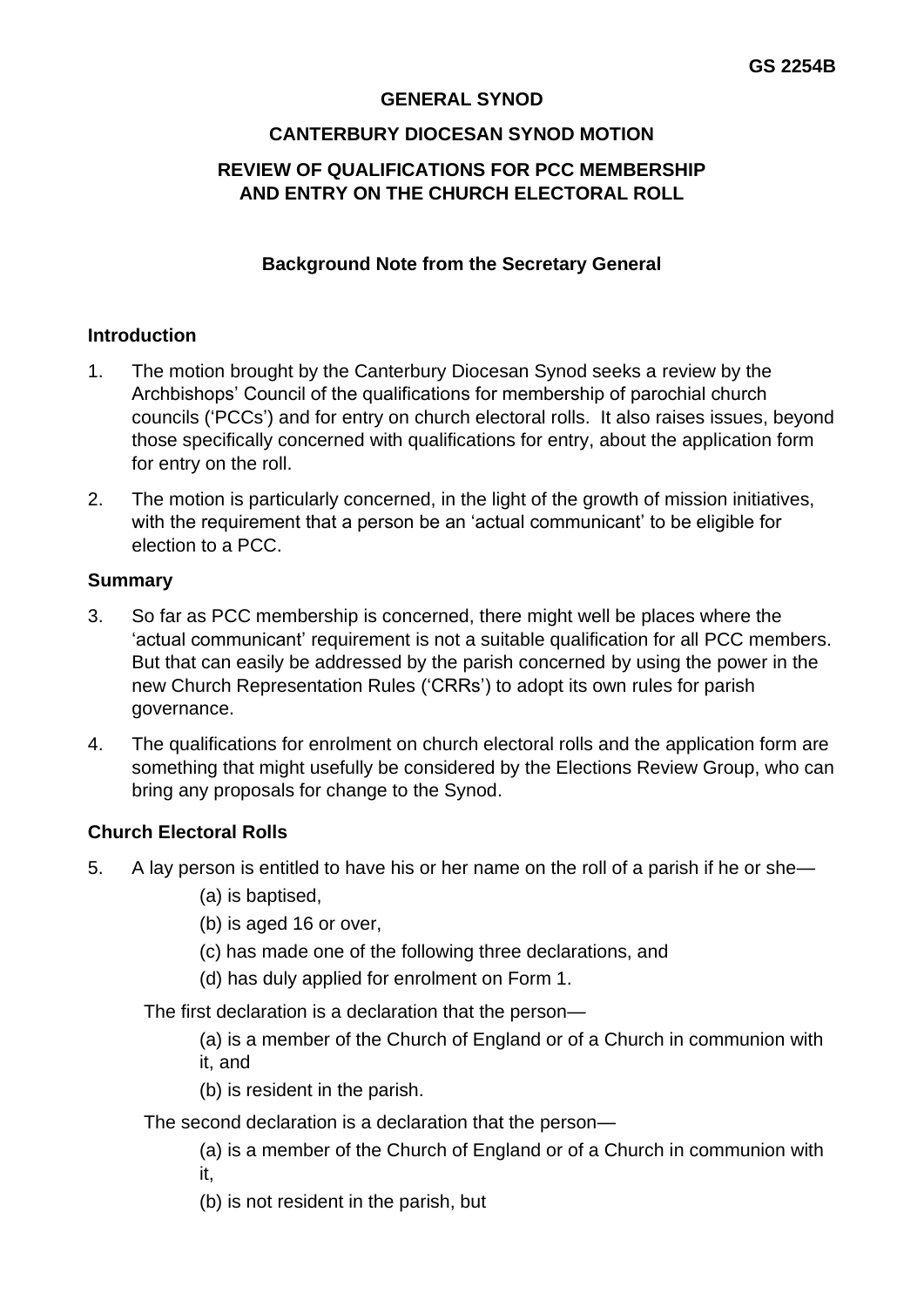GS 2254B

**GENERAL SYNOD**

**CANTERBURY DIOCESAN SYNOD MOTION**

**REVIEW OF QUALIFICATIONS FOR PCC MEMBERSHIP AND ENTRY ON THE CHURCH ELECTORAL ROLL**

**Background Note from the Secretary General**

## Introduction

1. The motion brought by the Canterbury Diocesan Synod seeks a review by the Archbishops' Council of the qualifications for membership of parochial church councils ('PCCs') and for entry on church electoral rolls. It also raises issues, beyond those specifically concerned with qualifications for entry, about the application form for entry on the roll.

2. The motion is particularly concerned, in the light of the growth of mission initiatives, with the requirement that a person be an 'actual communicant' to be eligible for election to a PCC.

## Summary

3. So far as PCC membership is concerned, there might well be places where the 'actual communicant' requirement is not a suitable qualification for all PCC members. But that can easily be addressed by the parish concerned by using the power in the new Church Representation Rules ('CRRs') to adopt its own rules for parish governance.

4. The qualifications for enrolment on church electoral rolls and the application form are something that might usefully be considered by the Elections Review Group, who can bring any proposals for change to the Synod.

## Church Electoral Rolls

5. A lay person is entitled to have his or her name on the roll of a parish if he or she—

   (a) is baptised,

   (b) is aged 16 or over,

   (c) has made one of the following three declarations, and

   (d) has duly applied for enrolment on Form 1.

   The first declaration is a declaration that the person—

   (a) is a member of the Church of England or of a Church in communion with it, and

   (b) is resident in the parish.

   The second declaration is a declaration that the person—

   (a) is a member of the Church of England or of a Church in communion with it,

   (b) is not resident in the parish, but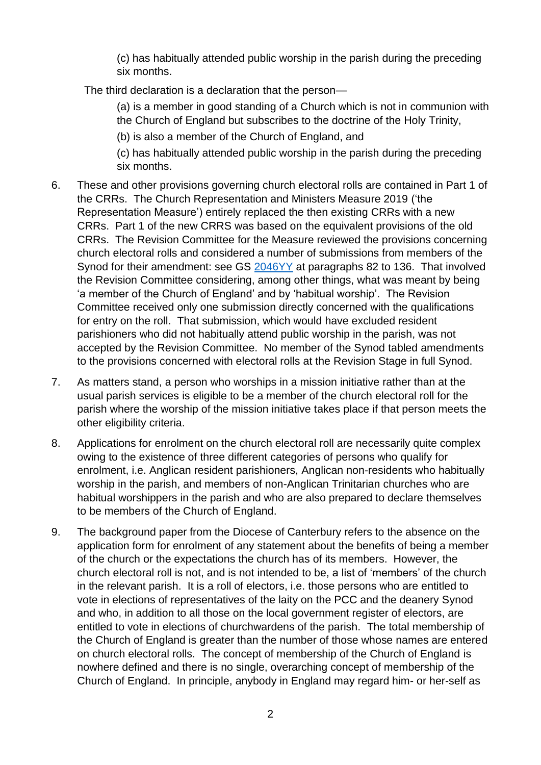(c) has habitually attended public worship in the parish during the preceding six months.

The third declaration is a declaration that the person—

(a) is a member in good standing of a Church which is not in communion with the Church of England but subscribes to the doctrine of the Holy Trinity,

(b) is also a member of the Church of England, and

(c) has habitually attended public worship in the parish during the preceding six months.

6. These and other provisions governing church electoral rolls are contained in Part 1 of the CRRs. The Church Representation and Ministers Measure 2019 ('the Representation Measure') entirely replaced the then existing CRRs with a new CRRs. Part 1 of the new CRRS was based on the equivalent provisions of the old CRRs. The Revision Committee for the Measure reviewed the provisions concerning church electoral rolls and considered a number of submissions from members of the Synod for their amendment: see GS 2046YY at paragraphs 82 to 136. That involved the Revision Committee considering, among other things, what was meant by being 'a member of the Church of England' and by 'habitual worship'. The Revision Committee received only one submission directly concerned with the qualifications for entry on the roll. That submission, which would have excluded resident parishioners who did not habitually attend public worship in the parish, was not accepted by the Revision Committee. No member of the Synod tabled amendments to the provisions concerned with electoral rolls at the Revision Stage in full Synod.

7. As matters stand, a person who worships in a mission initiative rather than at the usual parish services is eligible to be a member of the church electoral roll for the parish where the worship of the mission initiative takes place if that person meets the other eligibility criteria.

8. Applications for enrolment on the church electoral roll are necessarily quite complex owing to the existence of three different categories of persons who qualify for enrolment, i.e. Anglican resident parishioners, Anglican non-residents who habitually worship in the parish, and members of non-Anglican Trinitarian churches who are habitual worshippers in the parish and who are also prepared to declare themselves to be members of the Church of England.

9. The background paper from the Diocese of Canterbury refers to the absence on the application form for enrolment of any statement about the benefits of being a member of the church or the expectations the church has of its members. However, the church electoral roll is not, and is not intended to be, a list of 'members' of the church in the relevant parish. It is a roll of electors, i.e. those persons who are entitled to vote in elections of representatives of the laity on the PCC and the deanery Synod and who, in addition to all those on the local government register of electors, are entitled to vote in elections of churchwardens of the parish. The total membership of the Church of England is greater than the number of those whose names are entered on church electoral rolls. The concept of membership of the Church of England is nowhere defined and there is no single, overarching concept of membership of the Church of England. In principle, anybody in England may regard him- or her-self as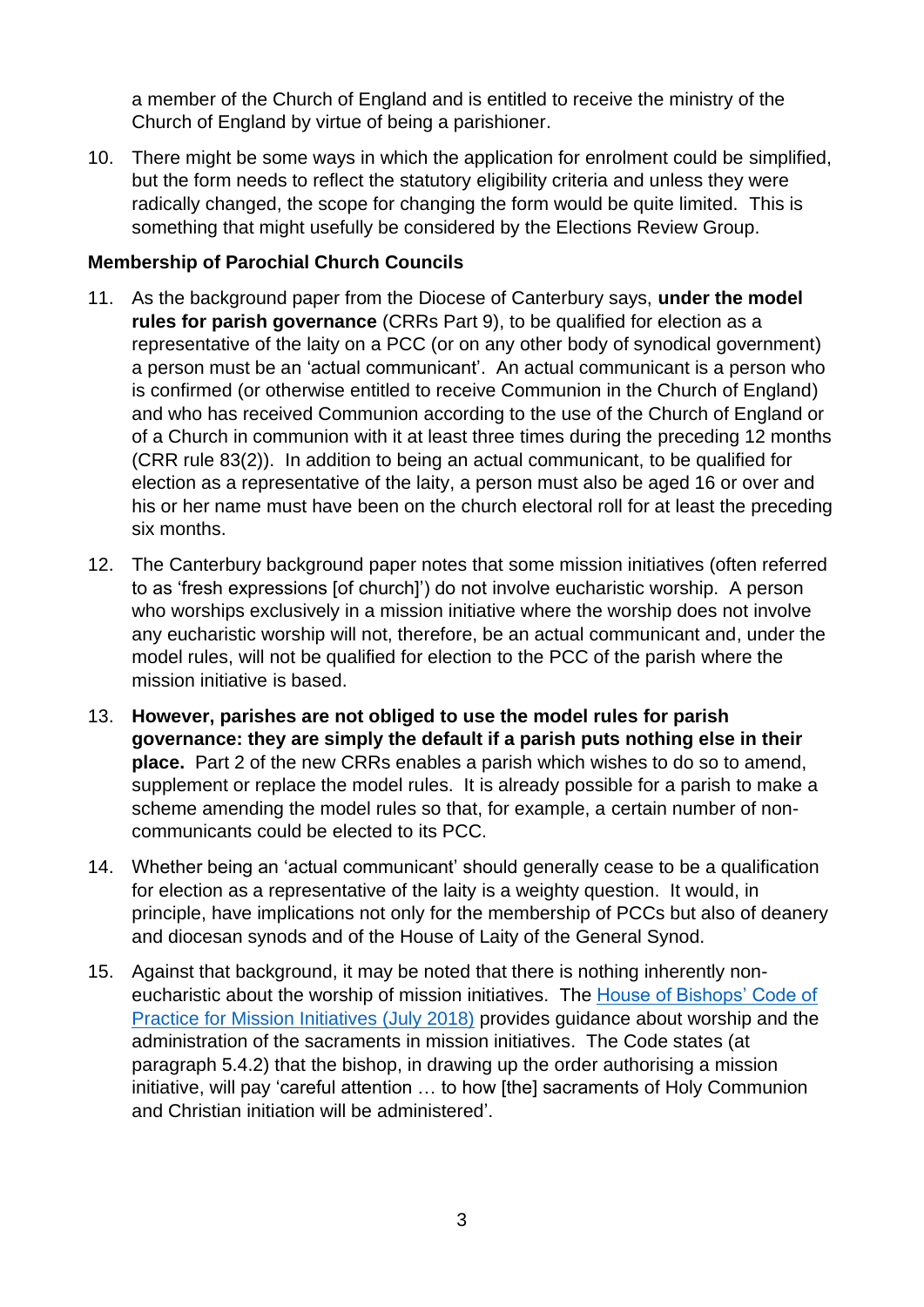a member of the Church of England and is entitled to receive the ministry of the Church of England by virtue of being a parishioner.

10. There might be some ways in which the application for enrolment could be simplified, but the form needs to reflect the statutory eligibility criteria and unless they were radically changed, the scope for changing the form would be quite limited. This is something that might usefully be considered by the Elections Review Group.

**Membership of Parochial Church Councils**

11. As the background paper from the Diocese of Canterbury says, **under the model rules for parish governance** (CRRs Part 9), to be qualified for election as a representative of the laity on a PCC (or on any other body of synodical government) a person must be an 'actual communicant'. An actual communicant is a person who is confirmed (or otherwise entitled to receive Communion in the Church of England) and who has received Communion according to the use of the Church of England or of a Church in communion with it at least three times during the preceding 12 months (CRR rule 83(2)). In addition to being an actual communicant, to be qualified for election as a representative of the laity, a person must also be aged 16 or over and his or her name must have been on the church electoral roll for at least the preceding six months.

12. The Canterbury background paper notes that some mission initiatives (often referred to as 'fresh expressions [of church]') do not involve eucharistic worship. A person who worships exclusively in a mission initiative where the worship does not involve any eucharistic worship will not, therefore, be an actual communicant and, under the model rules, will not be qualified for election to the PCC of the parish where the mission initiative is based.

13. **However, parishes are not obliged to use the model rules for parish governance: they are simply the default if a parish puts nothing else in their place.** Part 2 of the new CRRs enables a parish which wishes to do so to amend, supplement or replace the model rules. It is already possible for a parish to make a scheme amending the model rules so that, for example, a certain number of non-communicants could be elected to its PCC.

14. Whether being an 'actual communicant' should generally cease to be a qualification for election as a representative of the laity is a weighty question. It would, in principle, have implications not only for the membership of PCCs but also of deanery and diocesan synods and of the House of Laity of the General Synod.

15. Against that background, it may be noted that there is nothing inherently non-eucharistic about the worship of mission initiatives. The House of Bishops' Code of Practice for Mission Initiatives (July 2018) provides guidance about worship and the administration of the sacraments in mission initiatives. The Code states (at paragraph 5.4.2) that the bishop, in drawing up the order authorising a mission initiative, will pay 'careful attention … to how [the] sacraments of Holy Communion and Christian initiation will be administered'.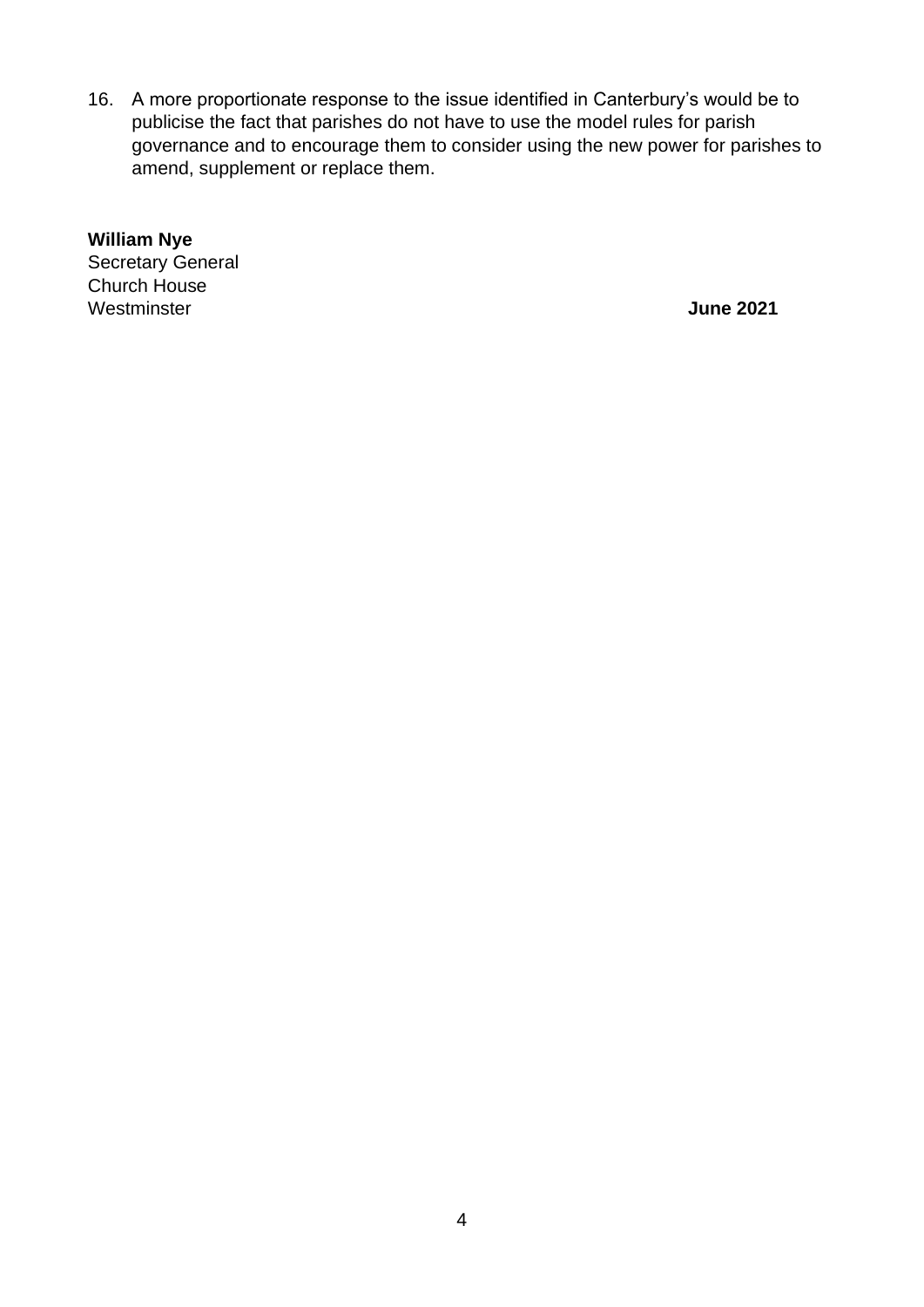16. A more proportionate response to the issue identified in Canterbury's would be to publicise the fact that parishes do not have to use the model rules for parish governance and to encourage them to consider using the new power for parishes to amend, supplement or replace them.

**William Nye**
Secretary General
Church House
Westminster

**June 2021**